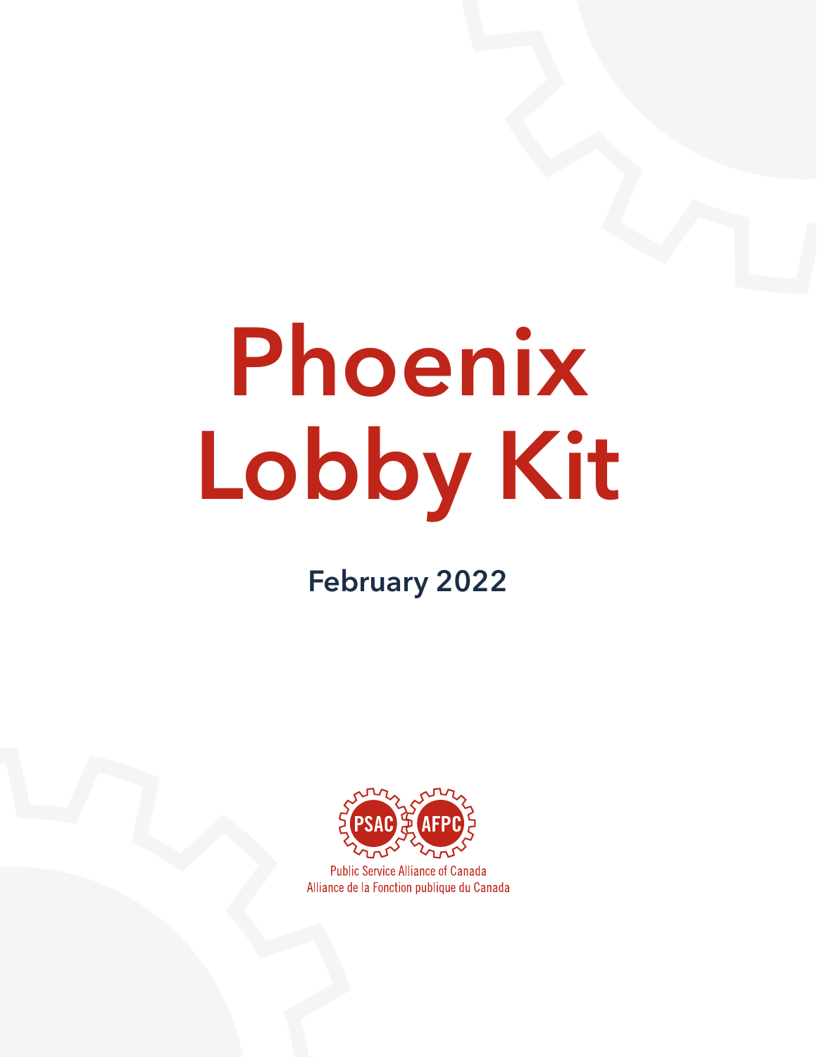# Phoenix Lobby Kit

**February 2022**

Public Service Alliance of Canada
Alliance de la Fonction publique du Canada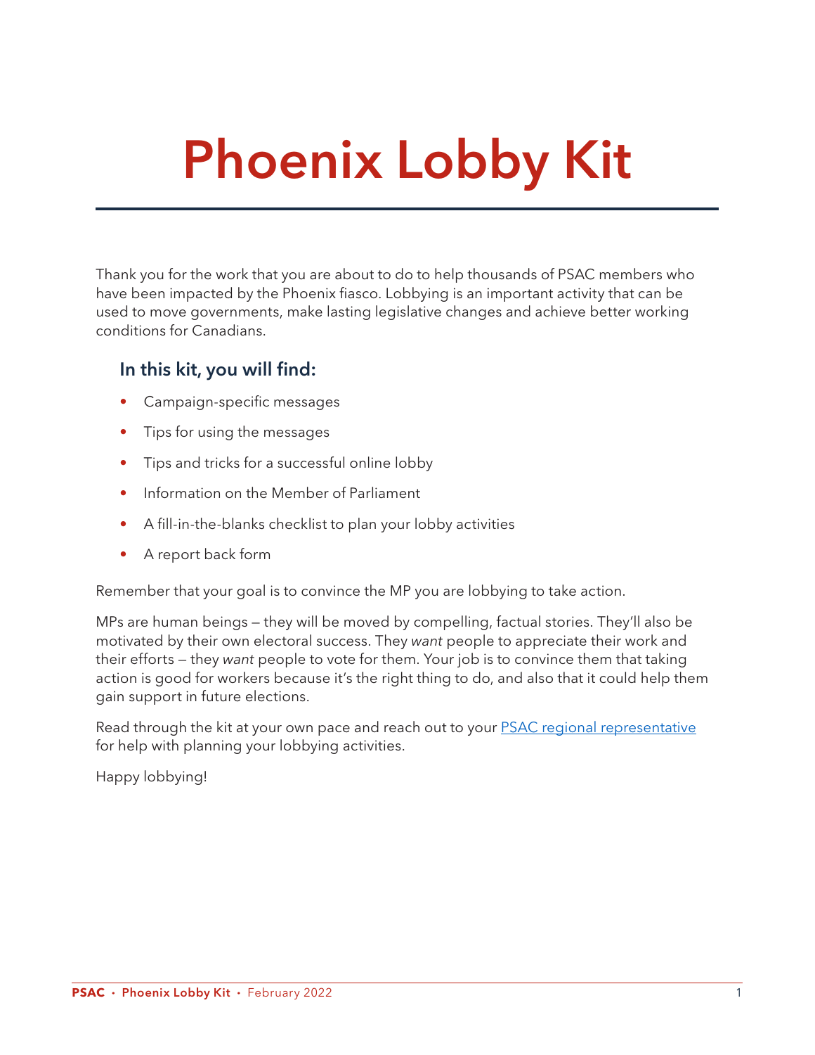# Phoenix Lobby Kit

Thank you for the work that you are about to do to help thousands of PSAC members who have been impacted by the Phoenix fiasco. Lobbying is an important activity that can be used to move governments, make lasting legislative changes and achieve better working conditions for Canadians.

### In this kit, you will find:

- Campaign-specific messages
- Tips for using the messages
- Tips and tricks for a successful online lobby
- Information on the Member of Parliament
- A fill-in-the-blanks checklist to plan your lobby activities
- A report back form

Remember that your goal is to convince the MP you are lobbying to take action.

MPs are human beings – they will be moved by compelling, factual stories. They'll also be motivated by their own electoral success. They *want* people to appreciate their work and their efforts – they *want* people to vote for them. Your job is to convince them that taking action is good for workers because it's the right thing to do, and also that it could help them gain support in future elections.

Read through the kit at your own pace and reach out to your PSAC regional representative for help with planning your lobbying activities.

Happy lobbying!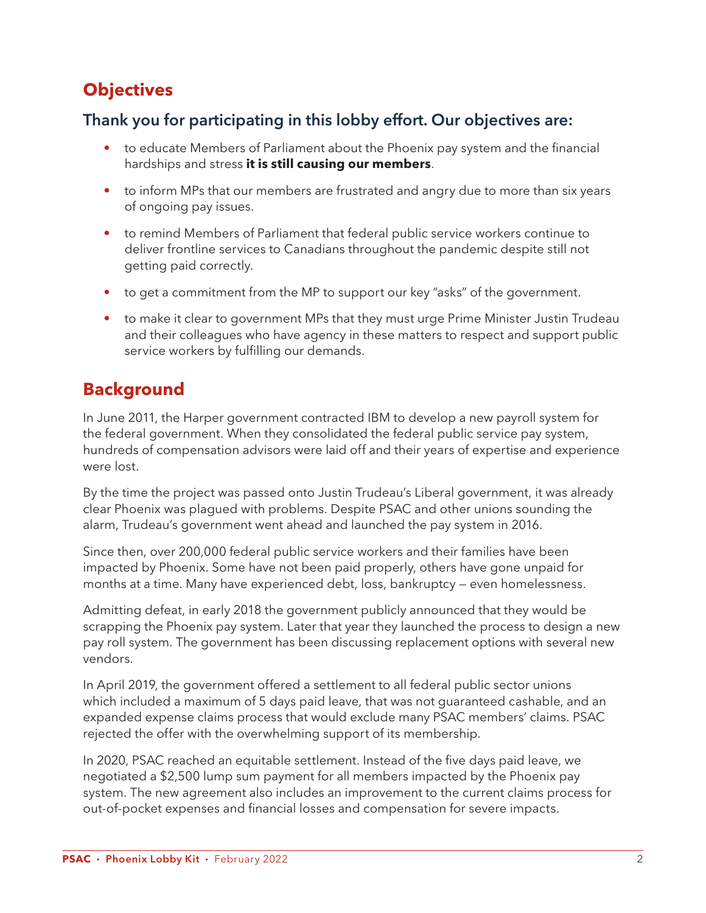## Objectives

### Thank you for participating in this lobby effort. Our objectives are:

- to educate Members of Parliament about the Phoenix pay system and the financial hardships and stress **it is still causing our members**.
- to inform MPs that our members are frustrated and angry due to more than six years of ongoing pay issues.
- to remind Members of Parliament that federal public service workers continue to deliver frontline services to Canadians throughout the pandemic despite still not getting paid correctly.
- to get a commitment from the MP to support our key "asks" of the government.
- to make it clear to government MPs that they must urge Prime Minister Justin Trudeau and their colleagues who have agency in these matters to respect and support public service workers by fulfilling our demands.

## Background

In June 2011, the Harper government contracted IBM to develop a new payroll system for the federal government. When they consolidated the federal public service pay system, hundreds of compensation advisors were laid off and their years of expertise and experience were lost.

By the time the project was passed onto Justin Trudeau's Liberal government, it was already clear Phoenix was plagued with problems. Despite PSAC and other unions sounding the alarm, Trudeau's government went ahead and launched the pay system in 2016.

Since then, over 200,000 federal public service workers and their families have been impacted by Phoenix. Some have not been paid properly, others have gone unpaid for months at a time. Many have experienced debt, loss, bankruptcy — even homelessness.

Admitting defeat, in early 2018 the government publicly announced that they would be scrapping the Phoenix pay system. Later that year they launched the process to design a new pay roll system. The government has been discussing replacement options with several new vendors.

In April 2019, the government offered a settlement to all federal public sector unions which included a maximum of 5 days paid leave, that was not guaranteed cashable, and an expanded expense claims process that would exclude many PSAC members' claims. PSAC rejected the offer with the overwhelming support of its membership.

In 2020, PSAC reached an equitable settlement. Instead of the five days paid leave, we negotiated a $2,500 lump sum payment for all members impacted by the Phoenix pay system. The new agreement also includes an improvement to the current claims process for out-of-pocket expenses and financial losses and compensation for severe impacts.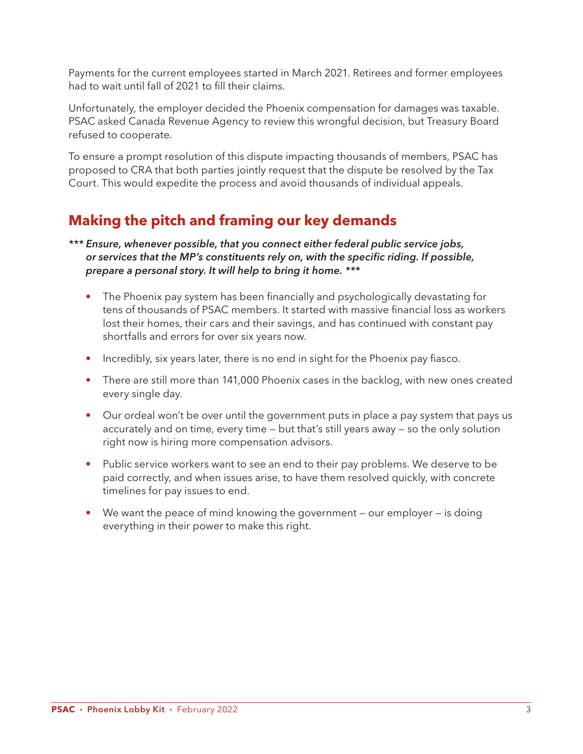Payments for the current employees started in March 2021. Retirees and former employees had to wait until fall of 2021 to fill their claims.

Unfortunately, the employer decided the Phoenix compensation for damages was taxable. PSAC asked Canada Revenue Agency to review this wrongful decision, but Treasury Board refused to cooperate.

To ensure a prompt resolution of this dispute impacting thousands of members, PSAC has proposed to CRA that both parties jointly request that the dispute be resolved by the Tax Court. This would expedite the process and avoid thousands of individual appeals.

## Making the pitch and framing our key demands

*\*\*\* Ensure, whenever possible, that you connect either federal public service jobs, or services that the MP's constituents rely on, with the specific riding. If possible, prepare a personal story. It will help to bring it home. \*\*\**

- The Phoenix pay system has been financially and psychologically devastating for tens of thousands of PSAC members. It started with massive financial loss as workers lost their homes, their cars and their savings, and has continued with constant pay shortfalls and errors for over six years now.
- Incredibly, six years later, there is no end in sight for the Phoenix pay fiasco.
- There are still more than 141,000 Phoenix cases in the backlog, with new ones created every single day.
- Our ordeal won't be over until the government puts in place a pay system that pays us accurately and on time, every time — but that's still years away — so the only solution right now is hiring more compensation advisors.
- Public service workers want to see an end to their pay problems. We deserve to be paid correctly, and when issues arise, to have them resolved quickly, with concrete timelines for pay issues to end.
- We want the peace of mind knowing the government — our employer — is doing everything in their power to make this right.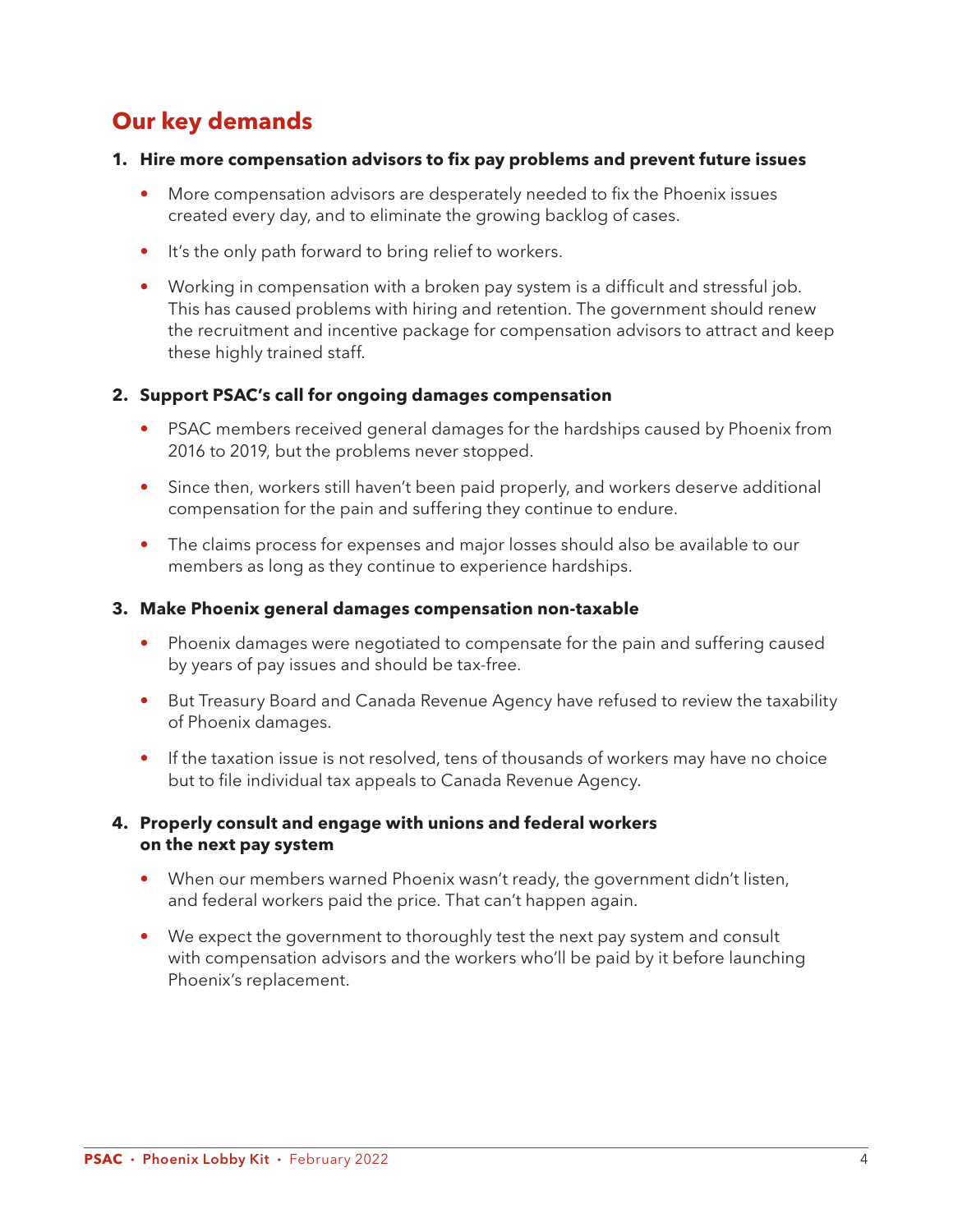## Our key demands

1. **Hire more compensation advisors to fix pay problems and prevent future issues**

   - More compensation advisors are desperately needed to fix the Phoenix issues created every day, and to eliminate the growing backlog of cases.
   - It's the only path forward to bring relief to workers.
   - Working in compensation with a broken pay system is a difficult and stressful job. This has caused problems with hiring and retention. The government should renew the recruitment and incentive package for compensation advisors to attract and keep these highly trained staff.

2. **Support PSAC's call for ongoing damages compensation**

   - PSAC members received general damages for the hardships caused by Phoenix from 2016 to 2019, but the problems never stopped.
   - Since then, workers still haven't been paid properly, and workers deserve additional compensation for the pain and suffering they continue to endure.
   - The claims process for expenses and major losses should also be available to our members as long as they continue to experience hardships.

3. **Make Phoenix general damages compensation non-taxable**

   - Phoenix damages were negotiated to compensate for the pain and suffering caused by years of pay issues and should be tax-free.
   - But Treasury Board and Canada Revenue Agency have refused to review the taxability of Phoenix damages.
   - If the taxation issue is not resolved, tens of thousands of workers may have no choice but to file individual tax appeals to Canada Revenue Agency.

4. **Properly consult and engage with unions and federal workers on the next pay system**

   - When our members warned Phoenix wasn't ready, the government didn't listen, and federal workers paid the price. That can't happen again.
   - We expect the government to thoroughly test the next pay system and consult with compensation advisors and the workers who'll be paid by it before launching Phoenix's replacement.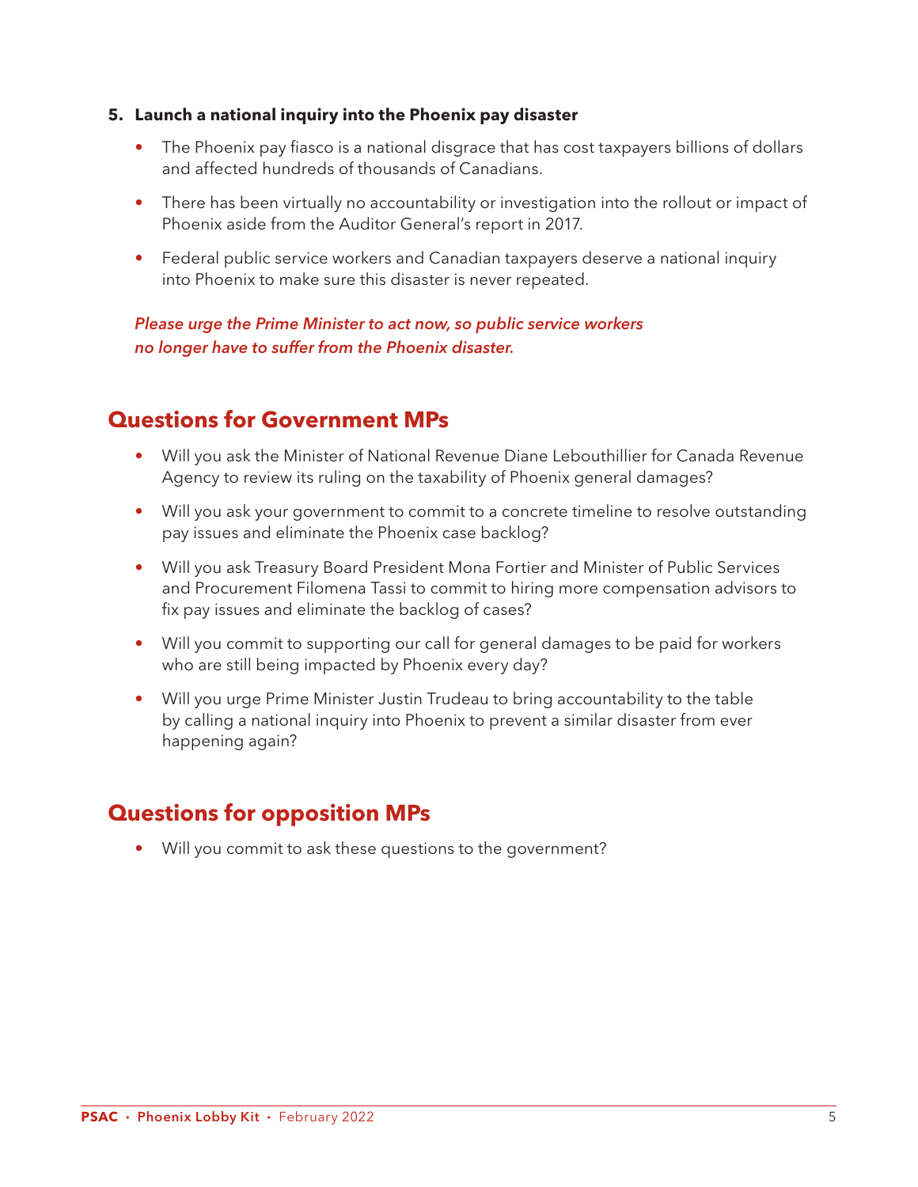**5. Launch a national inquiry into the Phoenix pay disaster**

- The Phoenix pay fiasco is a national disgrace that has cost taxpayers billions of dollars and affected hundreds of thousands of Canadians.
- There has been virtually no accountability or investigation into the rollout or impact of Phoenix aside from the Auditor General's report in 2017.
- Federal public service workers and Canadian taxpayers deserve a national inquiry into Phoenix to make sure this disaster is never repeated.

***Please urge the Prime Minister to act now, so public service workers no longer have to suffer from the Phoenix disaster.***

## Questions for Government MPs

- Will you ask the Minister of National Revenue Diane Lebouthillier for Canada Revenue Agency to review its ruling on the taxability of Phoenix general damages?
- Will you ask your government to commit to a concrete timeline to resolve outstanding pay issues and eliminate the Phoenix case backlog?
- Will you ask Treasury Board President Mona Fortier and Minister of Public Services and Procurement Filomena Tassi to commit to hiring more compensation advisors to fix pay issues and eliminate the backlog of cases?
- Will you commit to supporting our call for general damages to be paid for workers who are still being impacted by Phoenix every day?
- Will you urge Prime Minister Justin Trudeau to bring accountability to the table by calling a national inquiry into Phoenix to prevent a similar disaster from ever happening again?

## Questions for opposition MPs

- Will you commit to ask these questions to the government?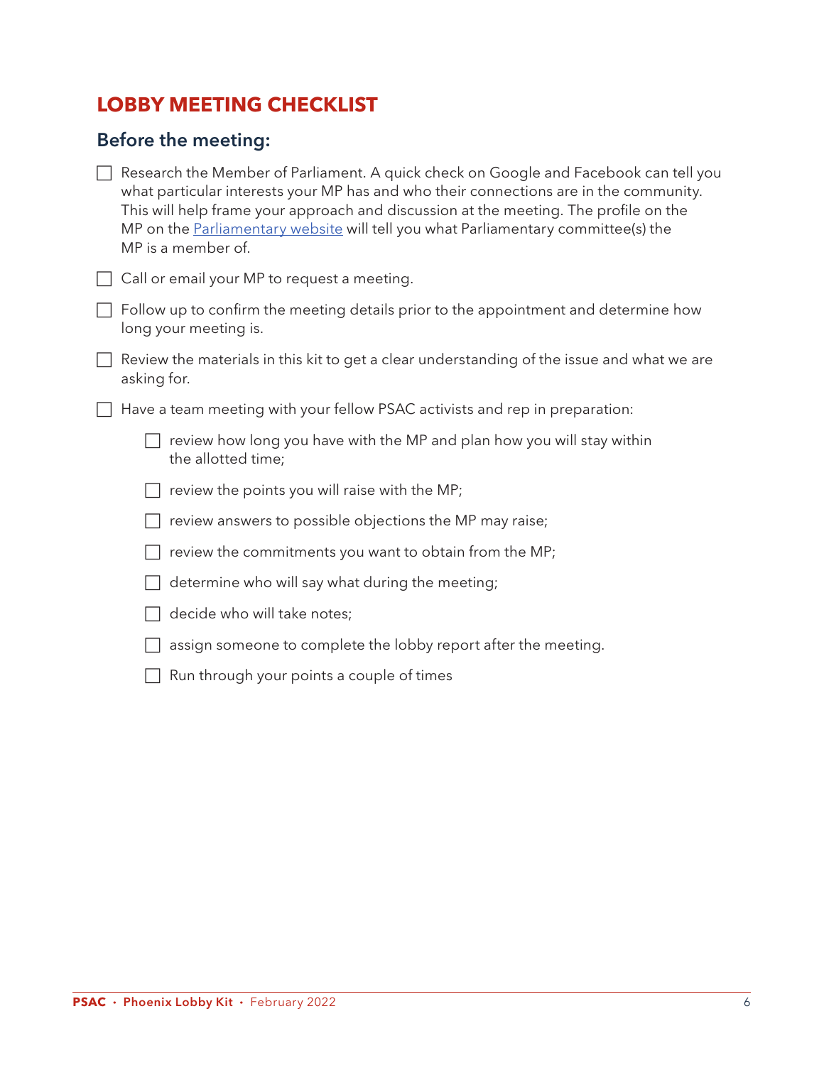## LOBBY MEETING CHECKLIST

### Before the meeting:

- [ ] Research the Member of Parliament. A quick check on Google and Facebook can tell you what particular interests your MP has and who their connections are in the community. This will help frame your approach and discussion at the meeting. The profile on the MP on the Parliamentary website will tell you what Parliamentary committee(s) the MP is a member of.
- [ ] Call or email your MP to request a meeting.
- [ ] Follow up to confirm the meeting details prior to the appointment and determine how long your meeting is.
- [ ] Review the materials in this kit to get a clear understanding of the issue and what we are asking for.
- [ ] Have a team meeting with your fellow PSAC activists and rep in preparation:
  - [ ] review how long you have with the MP and plan how you will stay within the allotted time;
  - [ ] review the points you will raise with the MP;
  - [ ] review answers to possible objections the MP may raise;
  - [ ] review the commitments you want to obtain from the MP;
  - [ ] determine who will say what during the meeting;
  - [ ] decide who will take notes;
  - [ ] assign someone to complete the lobby report after the meeting.
  - [ ] Run through your points a couple of times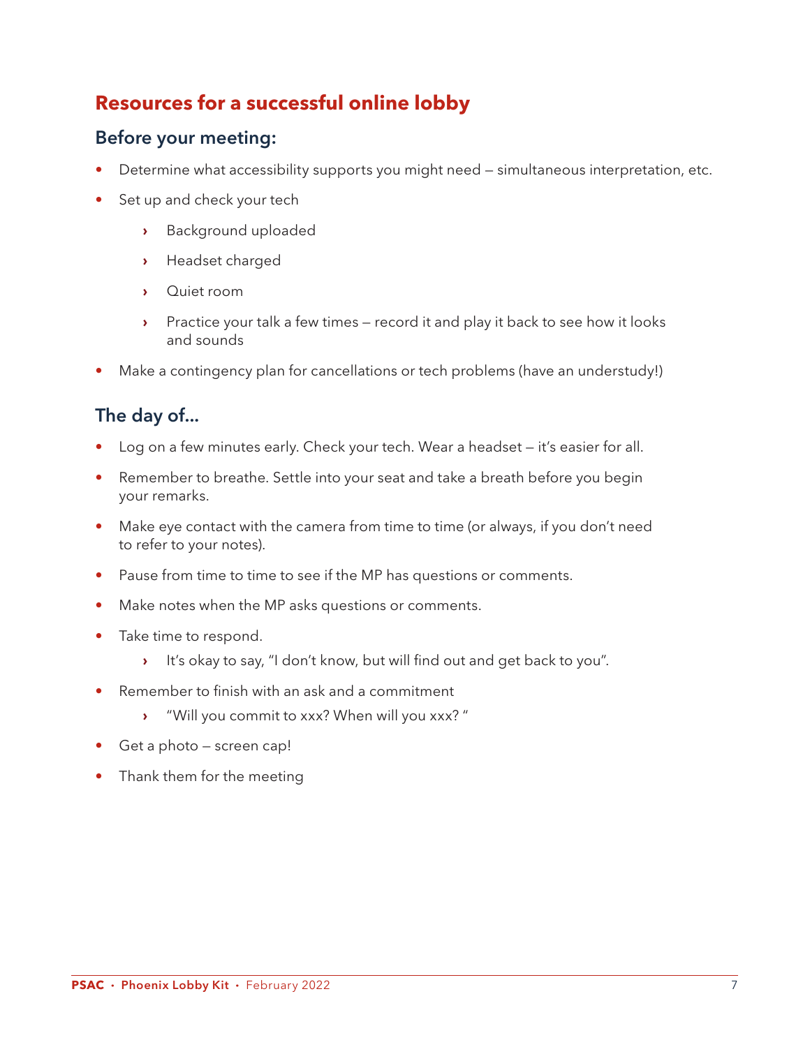## Resources for a successful online lobby

### Before your meeting:

- Determine what accessibility supports you might need – simultaneous interpretation, etc.
- Set up and check your tech
  - Background uploaded
  - Headset charged
  - Quiet room
  - Practice your talk a few times – record it and play it back to see how it looks and sounds
- Make a contingency plan for cancellations or tech problems (have an understudy!)

### The day of...

- Log on a few minutes early. Check your tech. Wear a headset – it's easier for all.
- Remember to breathe. Settle into your seat and take a breath before you begin your remarks.
- Make eye contact with the camera from time to time (or always, if you don't need to refer to your notes).
- Pause from time to time to see if the MP has questions or comments.
- Make notes when the MP asks questions or comments.
- Take time to respond.
  - It's okay to say, "I don't know, but will find out and get back to you".
- Remember to finish with an ask and a commitment
  - "Will you commit to xxx? When will you xxx? "
- Get a photo – screen cap!
- Thank them for the meeting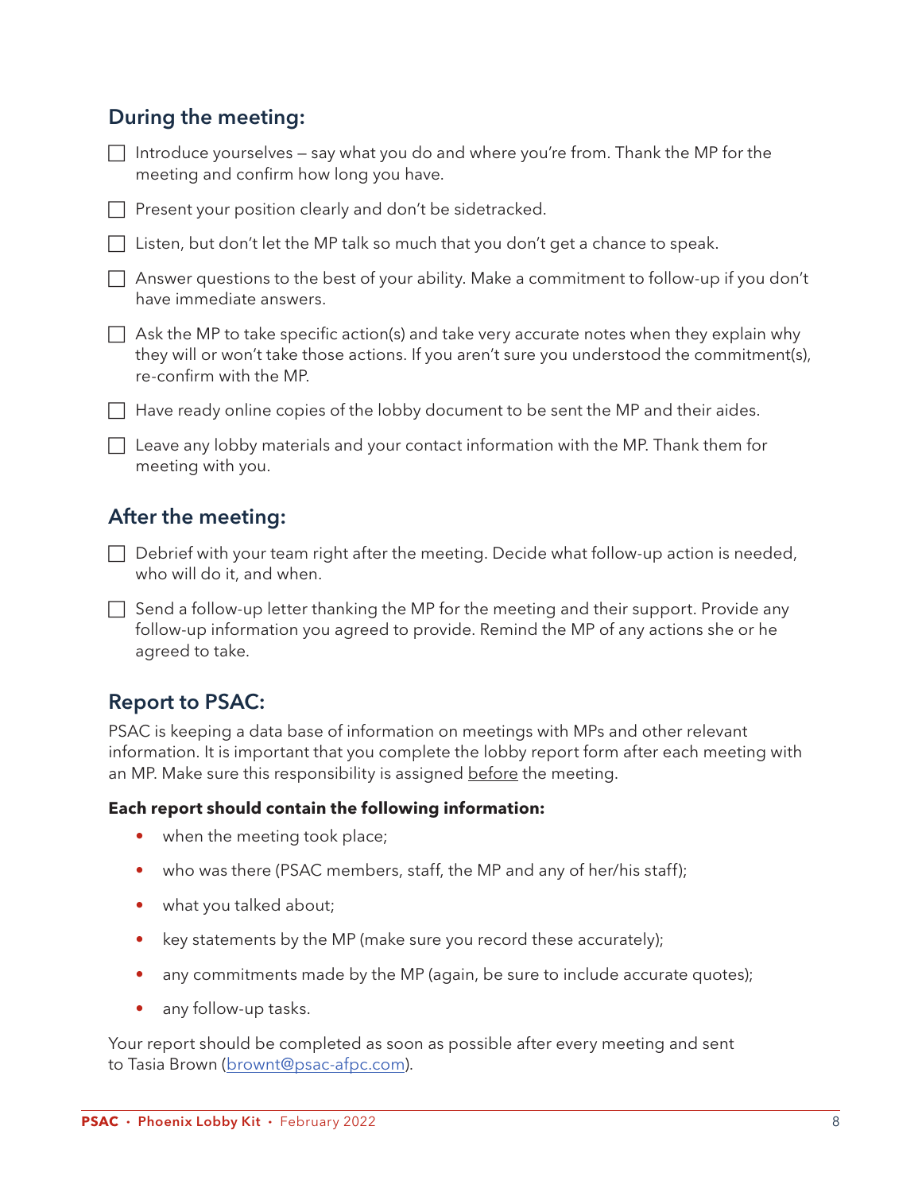## During the meeting:

- [ ] Introduce yourselves – say what you do and where you're from. Thank the MP for the meeting and confirm how long you have.
- [ ] Present your position clearly and don't be sidetracked.
- [ ] Listen, but don't let the MP talk so much that you don't get a chance to speak.
- [ ] Answer questions to the best of your ability. Make a commitment to follow-up if you don't have immediate answers.
- [ ] Ask the MP to take specific action(s) and take very accurate notes when they explain why they will or won't take those actions. If you aren't sure you understood the commitment(s), re-confirm with the MP.
- [ ] Have ready online copies of the lobby document to be sent the MP and their aides.
- [ ] Leave any lobby materials and your contact information with the MP. Thank them for meeting with you.

## After the meeting:

- [ ] Debrief with your team right after the meeting. Decide what follow-up action is needed, who will do it, and when.
- [ ] Send a follow-up letter thanking the MP for the meeting and their support. Provide any follow-up information you agreed to provide. Remind the MP of any actions she or he agreed to take.

## Report to PSAC:

PSAC is keeping a data base of information on meetings with MPs and other relevant information. It is important that you complete the lobby report form after each meeting with an MP. Make sure this responsibility is assigned <u>before</u> the meeting.

**Each report should contain the following information:**

- when the meeting took place;
- who was there (PSAC members, staff, the MP and any of her/his staff);
- what you talked about;
- key statements by the MP (make sure you record these accurately);
- any commitments made by the MP (again, be sure to include accurate quotes);
- any follow-up tasks.

Your report should be completed as soon as possible after every meeting and sent to Tasia Brown (brownt@psac-afpc.com).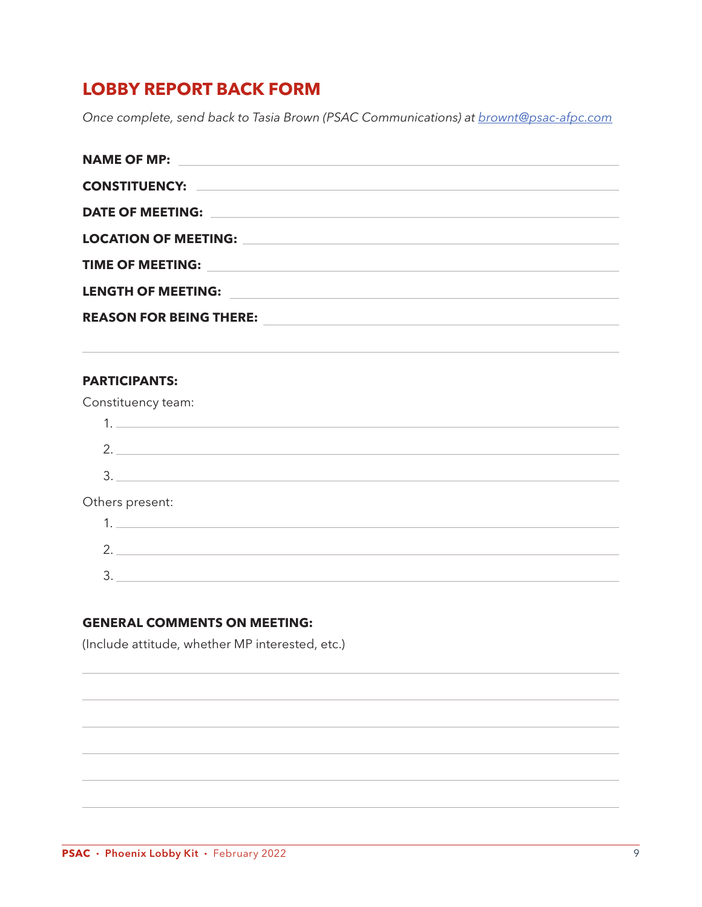## LOBBY REPORT BACK FORM

*Once complete, send back to Tasia Brown (PSAC Communications) at [brownt@psac-afpc.com](mailto:brownt@psac-afpc.com)*

**NAME OF MP:** ______________________________

**CONSTITUENCY:** ______________________________

**DATE OF MEETING:** ______________________________

**LOCATION OF MEETING:** ______________________________

**TIME OF MEETING:** ______________________________

**LENGTH OF MEETING:** ______________________________

**REASON FOR BEING THERE:** ______________________________

______________________________

**PARTICIPANTS:**

Constituency team:

1. ______________________________
2. ______________________________
3. ______________________________

Others present:

1. ______________________________
2. ______________________________
3. ______________________________

**GENERAL COMMENTS ON MEETING:**

(Include attitude, whether MP interested, etc.)

______________________________

______________________________

______________________________

______________________________

______________________________

______________________________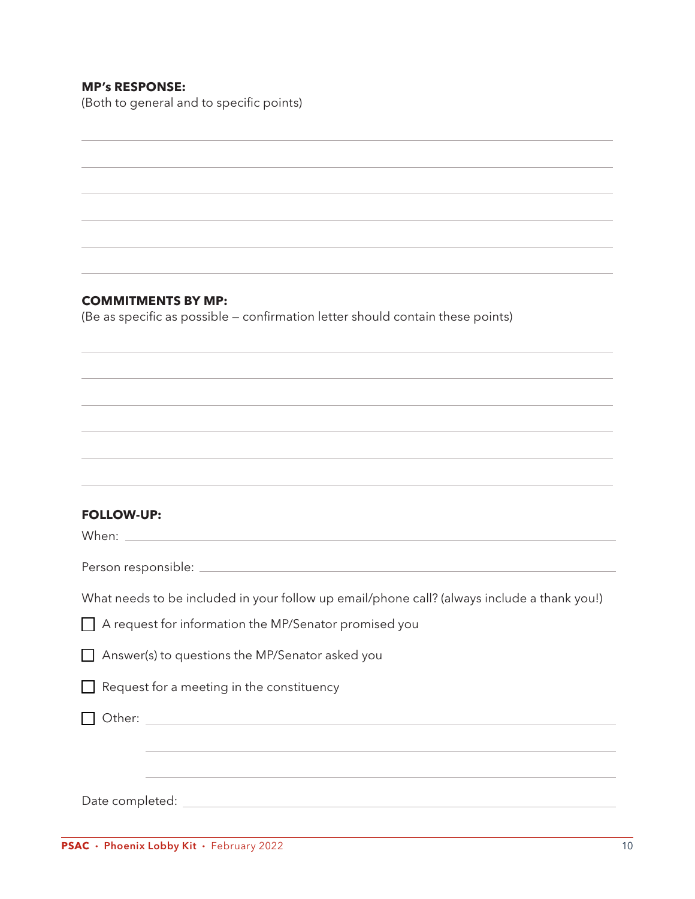**MP's RESPONSE:**
(Both to general and to specific points)

______________________________________________

______________________________________________

______________________________________________

______________________________________________

______________________________________________

______________________________________________

**COMMITMENTS BY MP:**
(Be as specific as possible – confirmation letter should contain these points)

______________________________________________

______________________________________________

______________________________________________

______________________________________________

______________________________________________

______________________________________________

**FOLLOW-UP:**

When: ______________________________________________

Person responsible: ______________________________________________

What needs to be included in your follow up email/phone call? (always include a thank you!)

- ☐ A request for information the MP/Senator promised you
- ☐ Answer(s) to questions the MP/Senator asked you
- ☐ Request for a meeting in the constituency
- ☐ Other: ______________________________________________

  ______________________________________________

  ______________________________________________

Date completed: ______________________________________________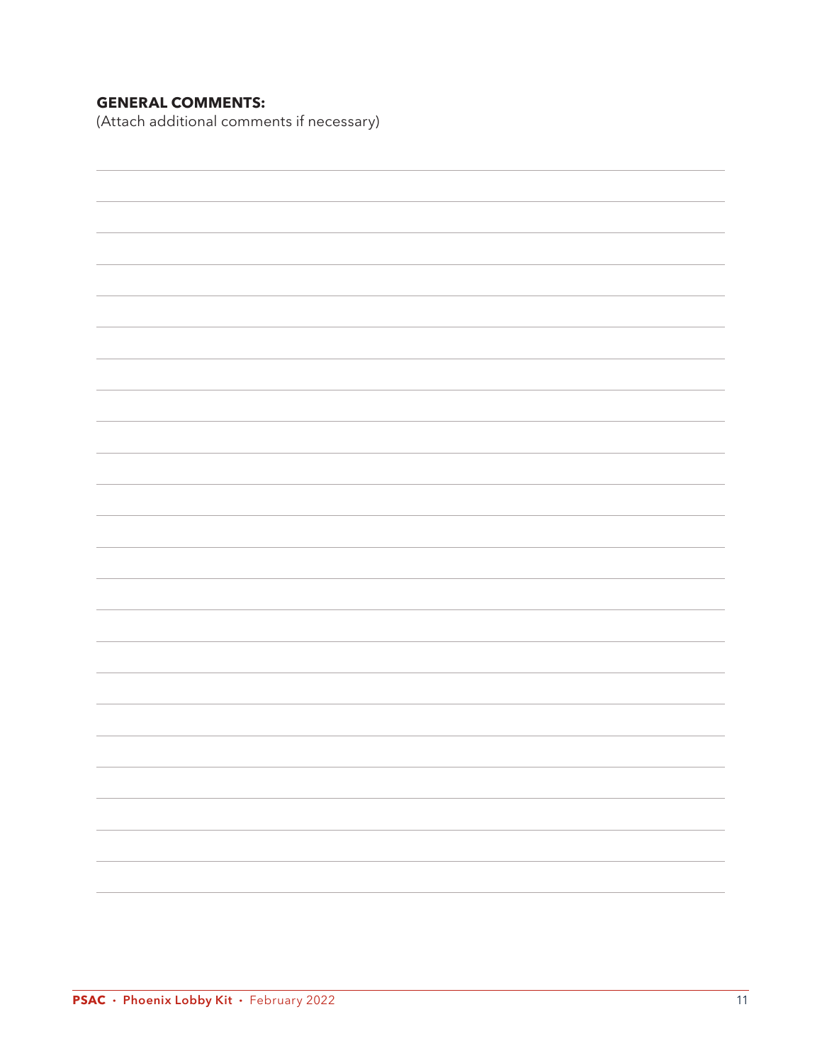**GENERAL COMMENTS:**
(Attach additional comments if necessary)